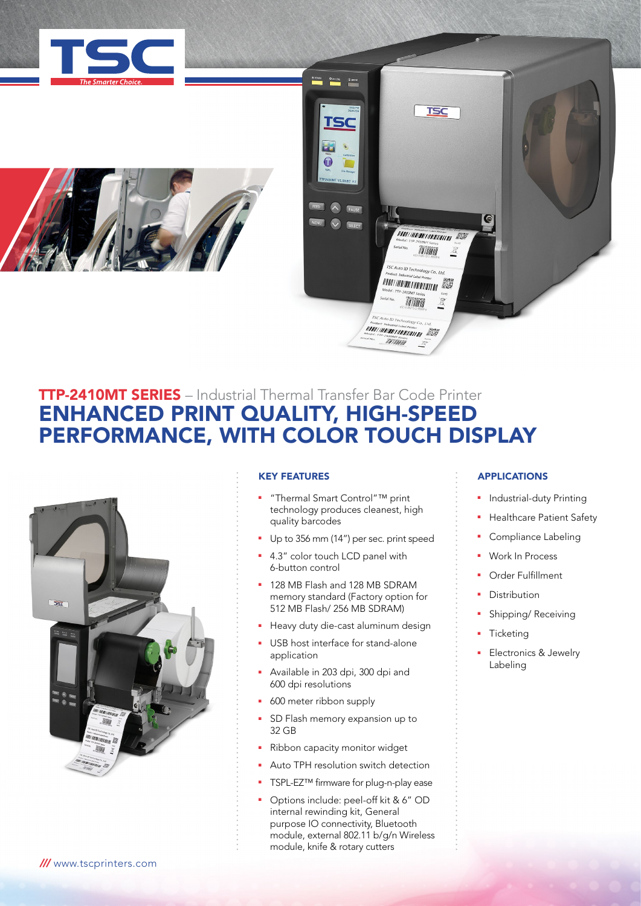TSC

*The Smarter Choice.*

## TTP-2410MT SERIES – Industrial Thermal Transfer Bar Code Printer

# ENHANCED PRINT QUALITY, HIGH-SPEED PERFORMANCE, WITH COLOR TOUCH DISPLAY

### KEY FEATURES

- "Thermal Smart Control"™ print technology produces cleanest, high quality barcodes
- Up to 356 mm (14") per sec. print speed
- 4.3" color touch LCD panel with 6-button control
- 128 MB Flash and 128 MB SDRAM memory standard (Factory option for 512 MB Flash/ 256 MB SDRAM)
- Heavy duty die-cast aluminum design
- USB host interface for stand-alone application
- Available in 203 dpi, 300 dpi and 600 dpi resolutions
- 600 meter ribbon supply
- SD Flash memory expansion up to 32 GB
- Ribbon capacity monitor widget
- Auto TPH resolution switch detection
- TSPL-EZ™ firmware for plug-n-play ease
- Options include: peel-off kit & 6" OD internal rewinding kit, General purpose IO connectivity, Bluetooth module, external 802.11 b/g/n Wireless module, knife & rotary cutters

### APPLICATIONS

- Industrial-duty Printing
- Healthcare Patient Safety
- Compliance Labeling
- Work In Process
- Order Fulfillment
- Distribution
- Shipping/ Receiving
- Ticketing
- Electronics & Jewelry Labeling

/// www.tscprinters.com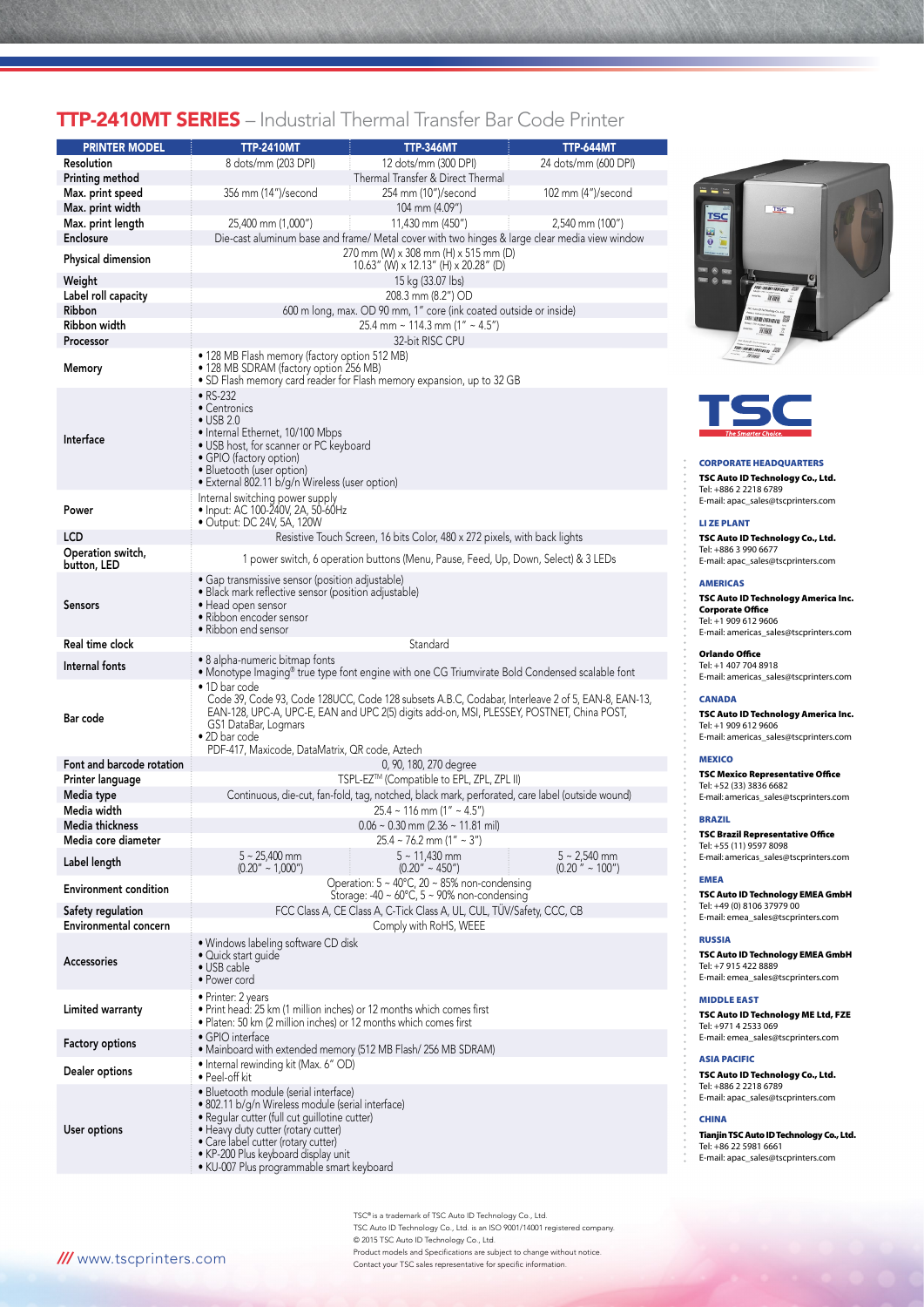## TTP-2410MT SERIES – Industrial Thermal Transfer Bar Code Printer

| PRINTER MODEL | TTP-2410MT | TTP-346MT | TTP-644MT |
|---|---|---|---|
| Resolution | 8 dots/mm (203 DPI) | 12 dots/mm (300 DPI) | 24 dots/mm (600 DPI) |
| Printing method | Thermal Transfer & Direct Thermal | | |
| Max. print speed | 356 mm (14")/second | 254 mm (10")/second | 102 mm (4")/second |
| Max. print width | 104 mm (4.09") | | |
| Max. print length | 25,400 mm (1,000") | 11,430 mm (450") | 2,540 mm (100") |
| Enclosure | Die-cast aluminum base and frame/ Metal cover with two hinges & large clear media view window | | |
| Physical dimension | 270 mm (W) x 308 mm (H) x 515 mm (D)<br>10.63" (W) x 12.13" (H) x 20.28" (D) | | |
| Weight | 15 kg (33.07 lbs) | | |
| Label roll capacity | 208.3 mm (8.2") OD | | |
| Ribbon | 600 m long, max. OD 90 mm, 1" core (ink coated outside or inside) | | |
| Ribbon width | 25.4 mm ~ 114.3 mm (1" ~ 4.5") | | |
| Processor | 32-bit RISC CPU | | |
| Memory | • 128 MB Flash memory (factory option 512 MB)<br>• 128 MB SDRAM (factory option 256 MB)<br>• SD Flash memory card reader for Flash memory expansion, up to 32 GB | | |
| Interface | • RS-232<br>• Centronics<br>• USB 2.0<br>• Internal Ethernet, 10/100 Mbps<br>• USB host, for scanner or PC keyboard<br>• GPIO (factory option)<br>• Bluetooth (user option)<br>• External 802.11 b/g/n Wireless (user option) | | |
| Power | Internal switching power supply<br>• Input: AC 100-240V, 2A, 50-60Hz<br>• Output: DC 24V, 5A, 120W | | |
| LCD | Resistive Touch Screen, 16 bits Color, 480 x 272 pixels, with back lights | | |
| Operation switch, button, LED | 1 power switch, 6 operation buttons (Menu, Pause, Feed, Up, Down, Select) & 3 LEDs | | |
| Sensors | • Gap transmissive sensor (position adjustable)<br>• Black mark reflective sensor (position adjustable)<br>• Head open sensor<br>• Ribbon encoder sensor<br>• Ribbon end sensor | | |
| Real time clock | Standard | | |
| Internal fonts | • 8 alpha-numeric bitmap fonts<br>• Monotype Imaging® true type font engine with one CG Triumvirate Bold Condensed scalable font | | |
| Bar code | • 1D bar code<br>Code 39, Code 93, Code 128UCC, Code 128 subsets A.B.C, Codabar, Interleave 2 of 5, EAN-8, EAN-13, EAN-128, UPC-A, UPC-E, EAN and UPC 2(5) digits add-on, MSI, PLESSEY, POSTNET, China POST, GS1 DataBar, Logmars<br>• 2D bar code<br>PDF-417, Maxicode, DataMatrix, QR code, Aztech | | |
| Font and barcode rotation | 0, 90, 180, 270 degree | | |
| Printer language | TSPL-EZ™ (Compatible to EPL, ZPL, ZPL II) | | |
| Media type | Continuous, die-cut, fan-fold, tag, notched, black mark, perforated, care label (outside wound) | | |
| Media width | 25.4 ~ 116 mm (1" ~ 4.5") | | |
| Media thickness | 0.06 ~ 0.30 mm (2.36 ~ 11.81 mil) | | |
| Media core diameter | 25.4 ~ 76.2 mm (1" ~ 3") | | |
| Label length | 5 ~ 25,400 mm<br>(0.20" ~ 1,000") | 5 ~ 11,430 mm<br>(0.20" ~ 450") | 5 ~ 2,540 mm<br>(0.20 " ~ 100") |
| Environment condition | Operation: 5 ~ 40°C, 20 ~ 85% non-condensing<br>Storage: -40 ~ 60°C, 5 ~ 90% non-condensing | | |
| Safety regulation | FCC Class A, CE Class A, C-Tick Class A, UL, CUL, TÜV/Safety, CCC, CB | | |
| Environmental concern | Comply with RoHS, WEEE | | |
| Accessories | • Windows labeling software CD disk<br>• Quick start guide<br>• USB cable<br>• Power cord | | |
| Limited warranty | • Printer: 2 years<br>• Print head: 25 km (1 million inches) or 12 months which comes first<br>• Platen: 50 km (2 million inches) or 12 months which comes first | | |
| Factory options | • GPIO interface<br>• Mainboard with extended memory (512 MB Flash/ 256 MB SDRAM) | | |
| Dealer options | • Internal rewinding kit (Max. 6" OD)<br>• Peel-off kit | | |
| User options | • Bluetooth module (serial interface)<br>• 802.11 b/g/n Wireless module (serial interface)<br>• Regular cutter (full cut guillotine cutter)<br>• Heavy duty cutter (rotary cutter)<br>• Care label cutter (rotary cutter)<br>• KP-200 Plus keyboard display unit<br>• KU-007 Plus programmable smart keyboard | | |

TSC
The Smarter Choice.

**CORPORATE HEADQUARTERS**
**TSC Auto ID Technology Co., Ltd.**
Tel: +886 2 2218 6789
E-mail: apac_sales@tscprinters.com

**LI ZE PLANT**
**TSC Auto ID Technology Co., Ltd.**
Tel: +886 3 990 6677
E-mail: apac_sales@tscprinters.com

**AMERICAS**
**TSC Auto ID Technology America Inc.**
**Corporate Office**
Tel: +1 909 612 9606
E-mail: americas_sales@tscprinters.com

**Orlando Office**
Tel: +1 407 704 8918
E-mail: americas_sales@tscprinters.com

**CANADA**
**TSC Auto ID Technology America Inc.**
Tel: +1 909 612 9606
E-mail: americas_sales@tscprinters.com

**MEXICO**
**TSC Mexico Representative Office**
Tel: +52 (33) 3836 6682
E-mail: americas_sales@tscprinters.com

**BRAZIL**
**TSC Brazil Representative Office**
Tel: +55 (11) 9597 8098
E-mail: americas_sales@tscprinters.com

**EMEA**
**TSC Auto ID Technology EMEA GmbH**
Tel: +49 (0) 8106 37979 00
E-mail: emea_sales@tscprinters.com

**RUSSIA**
**TSC Auto ID Technology EMEA GmbH**
Tel: +7 915 422 8889
E-mail: emea_sales@tscprinters.com

**MIDDLE EAST**
**TSC Auto ID Technology ME Ltd, FZE**
Tel: +971 4 2533 069
E-mail: emea_sales@tscprinters.com

**ASIA PACIFIC**
**TSC Auto ID Technology Co., Ltd.**
Tel: +886 2 2218 6789
E-mail: apac_sales@tscprinters.com

**CHINA**
**Tianjin TSC Auto ID Technology Co., Ltd.**
Tel: +86 22 5981 6661
E-mail: apac_sales@tscprinters.com

TSC® is a trademark of TSC Auto ID Technology Co., Ltd.
TSC Auto ID Technology Co., Ltd. is an ISO 9001/14001 registered company.
© 2015 TSC Auto ID Technology Co., Ltd.
Product models and Specifications are subject to change without notice.
Contact your TSC sales representative for specific information.

/// www.tscprinters.com